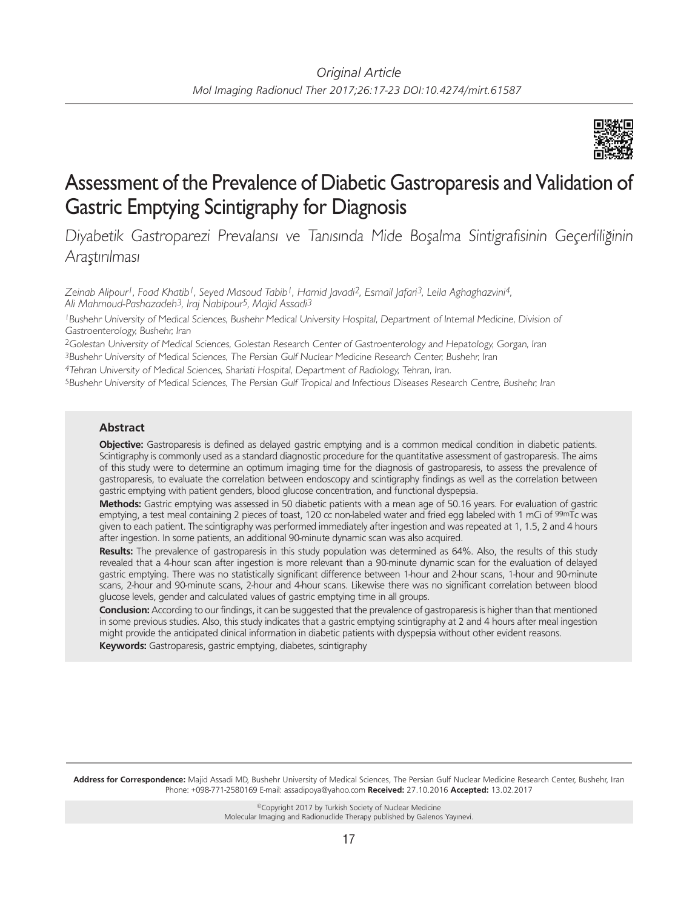*Original Article*

# Assessment of the Prevalence of Diabetic Gastroparesis and Validation of Gastric Emptying Scintigraphy for Diagnosis

*Diyabetik Gastroparezi Prevalansı ve Tanısında Mide Boşalma Sintigrafisinin Geçerliliğinin Araştırılması*

*Zeinab Alipour[1], Foad Khatib[1], Seyed Masoud Tabib[1], Hamid Javadi[2], Esmail Jafari[3], Leila Aghaghazvini[4], Ali Mahmoud-Pashazadeh[3], Iraj Nabipour[5], Majid Assadi[3]*

[1]Bushehr University of Medical Sciences, Bushehr Medical University Hospital, Department of Internal Medicine, Division of Gastroenterology, Bushehr, Iran

[2]Golestan University of Medical Sciences, Golestan Research Center of Gastroenterology and Hepatology, Gorgan, Iran

[3]Bushehr University of Medical Sciences, The Persian Gulf Nuclear Medicine Research Center, Bushehr, Iran

[4]Tehran University of Medical Sciences, Shariati Hospital, Department of Radiology, Tehran, Iran.

[5]Bushehr University of Medical Sciences, The Persian Gulf Tropical and Infectious Diseases Research Centre, Bushehr, Iran

## Abstract

**Objective:** Gastroparesis is defined as delayed gastric emptying and is a common medical condition in diabetic patients. Scintigraphy is commonly used as a standard diagnostic procedure for the quantitative assessment of gastroparesis. The aims of this study were to determine an optimum imaging time for the diagnosis of gastroparesis, to assess the prevalence of gastroparesis, to evaluate the correlation between endoscopy and scintigraphy findings as well as the correlation between gastric emptying with patient genders, blood glucose concentration, and functional dyspepsia.

**Methods:** Gastric emptying was assessed in 50 diabetic patients with a mean age of 50.16 years. For evaluation of gastric emptying, a test meal containing 2 pieces of toast, 120 cc non-labeled water and fried egg labeled with 1 mCi of $^{99m}$Tc was given to each patient. The scintigraphy was performed immediately after ingestion and was repeated at 1, 1.5, 2 and 4 hours after ingestion. In some patients, an additional 90-minute dynamic scan was also acquired.

**Results:** The prevalence of gastroparesis in this study population was determined as 64%. Also, the results of this study revealed that a 4-hour scan after ingestion is more relevant than a 90-minute dynamic scan for the evaluation of delayed gastric emptying. There was no statistically significant difference between 1-hour and 2-hour scans, 1-hour and 90-minute scans, 2-hour and 90-minute scans, 2-hour and 4-hour scans. Likewise there was no significant correlation between blood glucose levels, gender and calculated values of gastric emptying time in all groups.

**Conclusion:** According to our findings, it can be suggested that the prevalence of gastroparesis is higher than that mentioned in some previous studies. Also, this study indicates that a gastric emptying scintigraphy at 2 and 4 hours after meal ingestion might provide the anticipated clinical information in diabetic patients with dyspepsia without other evident reasons.

**Keywords:** Gastroparesis, gastric emptying, diabetes, scintigraphy

**Address for Correspondence:** Majid Assadi MD, Bushehr University of Medical Sciences, The Persian Gulf Nuclear Medicine Research Center, Bushehr, Iran Phone: +098-771-2580169 E-mail: assadipoya@yahoo.com **Received:** 27.10.2016 **Accepted:** 13.02.2017

©Copyright 2017 by Turkish Society of Nuclear Medicine
Molecular Imaging and Radionuclide Therapy published by Galenos Yayınevi.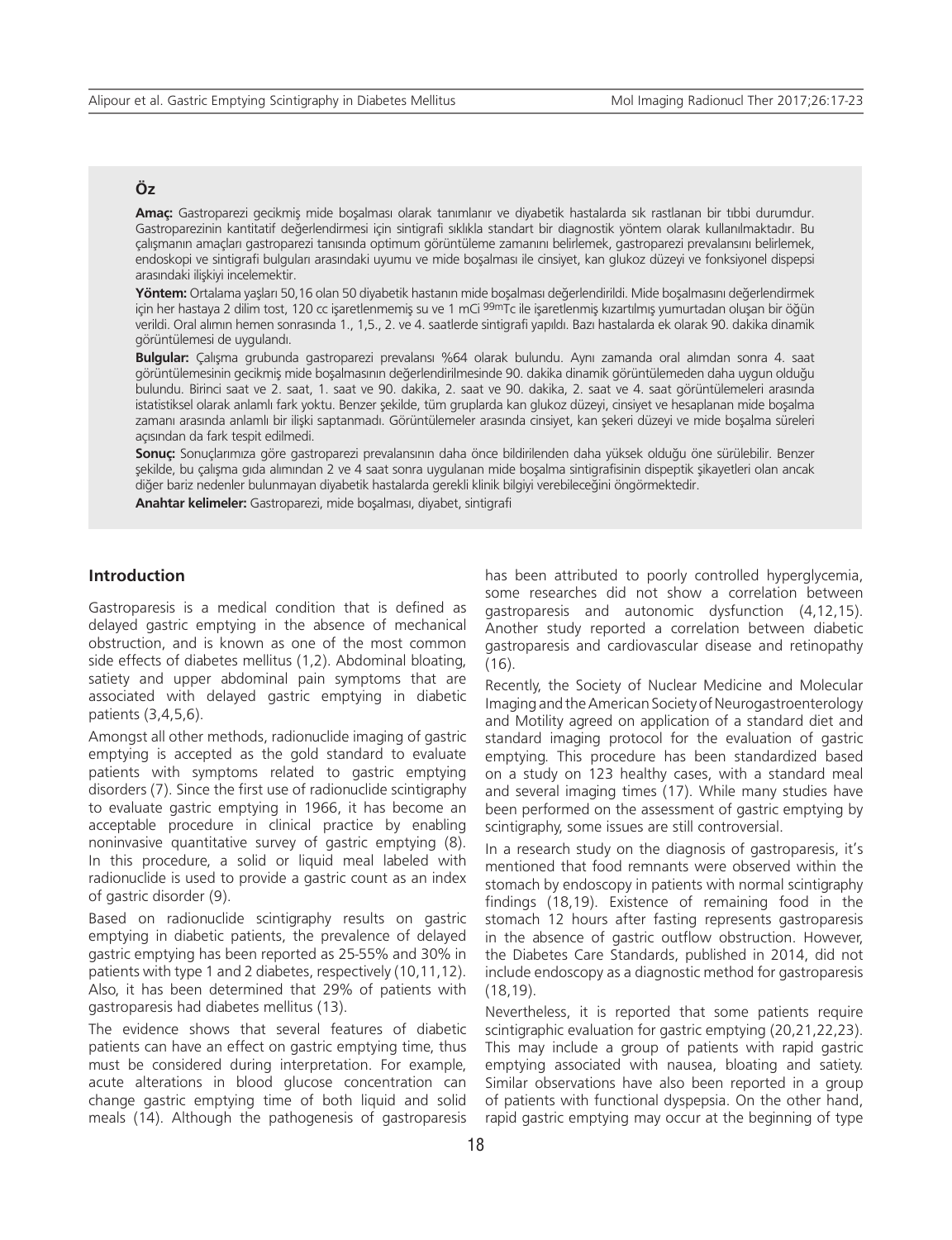## Öz

**Amaç:** Gastroparezi gecikmiş mide boşalması olarak tanımlanır ve diyabetik hastalarda sık rastlanan bir tıbbi durumdur. Gastroparezinin kantitatif değerlendirmesi için sintigrafi sıklıkla standart bir diagnostik yöntem olarak kullanılmaktadır. Bu çalışmanın amaçları gastroparezi tanısında optimum görüntüleme zamanını belirlemek, gastroparezi prevalansını belirlemek, endoskopi ve sintigrafi bulguları arasındaki uyumu ve mide boşalması ile cinsiyet, kan glukoz düzeyi ve fonksiyonel dispepsi arasındaki ilişkiyi incelemektir.

**Yöntem:** Ortalama yaşları 50,16 olan 50 diyabetik hastanın mide boşalması değerlendirildi. Mide boşalmasını değerlendirmek için her hastaya 2 dilim tost, 120 cc işaretlenmemiş su ve 1 mCi $^{99m}$Tc ile işaretlenmiş kızartılmış yumurtadan oluşan bir öğün verildi. Oral alımın hemen sonrasında 1., 1,5., 2. ve 4. saatlerde sintigrafi yapıldı. Bazı hastalarda ek olarak 90. dakika dinamik görüntülemesi de uygulandı.

**Bulgular:** Çalışma grubunda gastroparezi prevalansı %64 olarak bulundu. Aynı zamanda oral alımdan sonra 4. saat görüntülemesinin gecikmiş mide boşalmasının değerlendirilmesinde 90. dakika dinamik görüntülemeden daha uygun olduğu bulundu. Birinci saat ve 2. saat, 1. saat ve 90. dakika, 2. saat ve 90. dakika, 2. saat ve 4. saat görüntülemeleri arasında istatistiksel olarak anlamlı fark yoktu. Benzer şekilde, tüm gruplarda kan glukoz düzeyi, cinsiyet ve hesaplanan mide boşalma zamanı arasında anlamlı bir ilişki saptanmadı. Görüntülemeler arasında cinsiyet, kan şekeri düzeyi ve mide boşalma süreleri açısından da fark tespit edilmedi.

**Sonuç:** Sonuçlarımıza göre gastroparezi prevalansının daha önce bildirilenden daha yüksek olduğu öne sürülebilir. Benzer şekilde, bu çalışma gıda alımından 2 ve 4 saat sonra uygulanan mide boşalma sintigrafisinin dispeptik şikayetleri olan ancak diğer bariz nedenler bulunmayan diyabetik hastalarda gerekli klinik bilgiyi verebileceğini öngörmektedir.

**Anahtar kelimeler:** Gastroparezi, mide boşalması, diyabet, sintigrafi

## Introduction

Gastroparesis is a medical condition that is defined as delayed gastric emptying in the absence of mechanical obstruction, and is known as one of the most common side effects of diabetes mellitus (1,2). Abdominal bloating, satiety and upper abdominal pain symptoms that are associated with delayed gastric emptying in diabetic patients (3,4,5,6).

Amongst all other methods, radionuclide imaging of gastric emptying is accepted as the gold standard to evaluate patients with symptoms related to gastric emptying disorders (7). Since the first use of radionuclide scintigraphy to evaluate gastric emptying in 1966, it has become an acceptable procedure in clinical practice by enabling noninvasive quantitative survey of gastric emptying (8). In this procedure, a solid or liquid meal labeled with radionuclide is used to provide a gastric count as an index of gastric disorder (9).

Based on radionuclide scintigraphy results on gastric emptying in diabetic patients, the prevalence of delayed gastric emptying has been reported as 25-55% and 30% in patients with type 1 and 2 diabetes, respectively (10,11,12). Also, it has been determined that 29% of patients with gastroparesis had diabetes mellitus (13).

The evidence shows that several features of diabetic patients can have an effect on gastric emptying time, thus must be considered during interpretation. For example, acute alterations in blood glucose concentration can change gastric emptying time of both liquid and solid meals (14). Although the pathogenesis of gastroparesis has been attributed to poorly controlled hyperglycemia, some researches did not show a correlation between gastroparesis and autonomic dysfunction (4,12,15). Another study reported a correlation between diabetic gastroparesis and cardiovascular disease and retinopathy (16).

Recently, the Society of Nuclear Medicine and Molecular Imaging and the American Society of Neurogastroenterology and Motility agreed on application of a standard diet and standard imaging protocol for the evaluation of gastric emptying. This procedure has been standardized based on a study on 123 healthy cases, with a standard meal and several imaging times (17). While many studies have been performed on the assessment of gastric emptying by scintigraphy, some issues are still controversial.

In a research study on the diagnosis of gastroparesis, it's mentioned that food remnants were observed within the stomach by endoscopy in patients with normal scintigraphy findings (18,19). Existence of remaining food in the stomach 12 hours after fasting represents gastroparesis in the absence of gastric outflow obstruction. However, the Diabetes Care Standards, published in 2014, did not include endoscopy as a diagnostic method for gastroparesis (18,19).

Nevertheless, it is reported that some patients require scintigraphic evaluation for gastric emptying (20,21,22,23). This may include a group of patients with rapid gastric emptying associated with nausea, bloating and satiety. Similar observations have also been reported in a group of patients with functional dyspepsia. On the other hand, rapid gastric emptying may occur at the beginning of type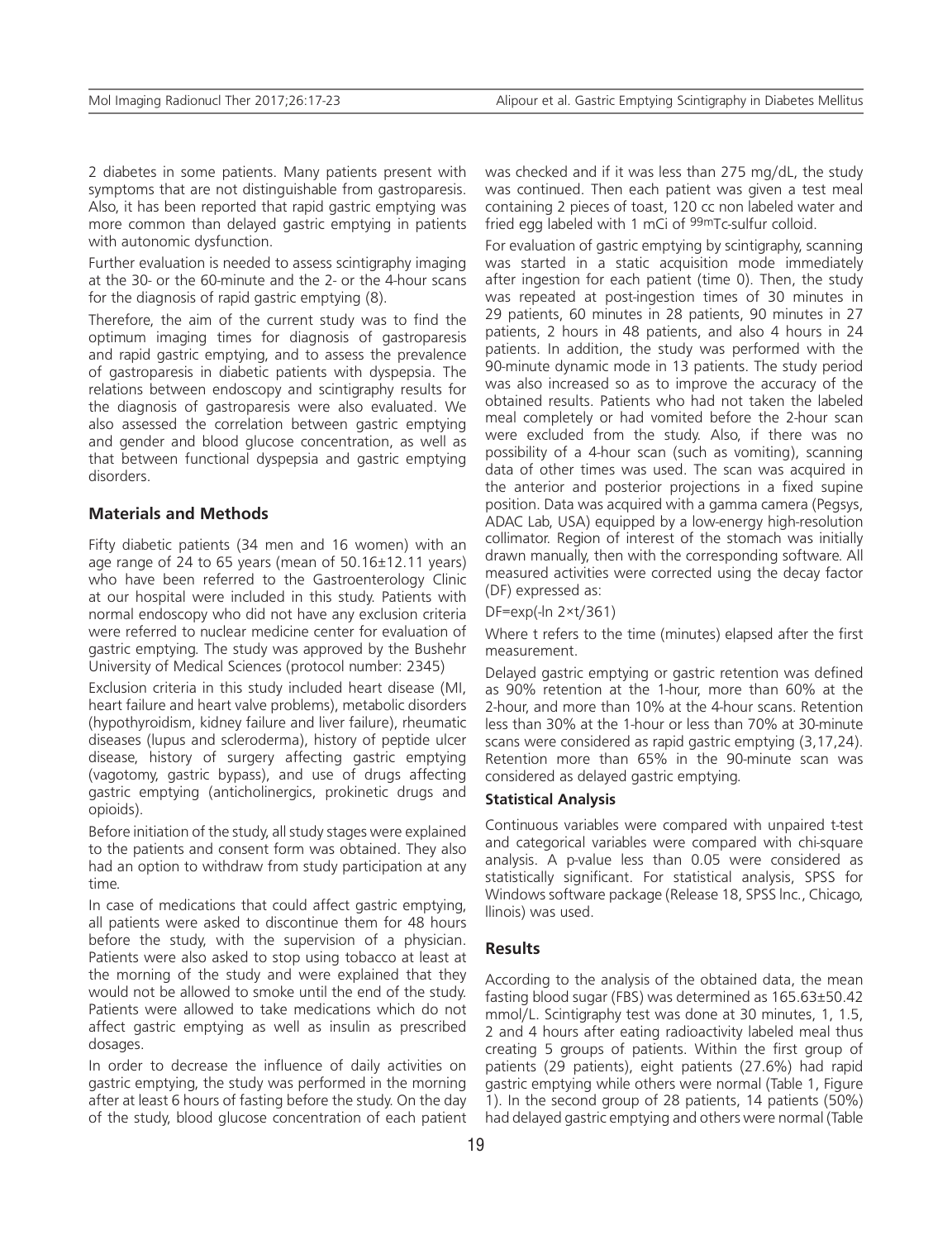2 diabetes in some patients. Many patients present with symptoms that are not distinguishable from gastroparesis. Also, it has been reported that rapid gastric emptying was more common than delayed gastric emptying in patients with autonomic dysfunction.

Further evaluation is needed to assess scintigraphy imaging at the 30- or the 60-minute and the 2- or the 4-hour scans for the diagnosis of rapid gastric emptying (8).

Therefore, the aim of the current study was to find the optimum imaging times for diagnosis of gastroparesis and rapid gastric emptying, and to assess the prevalence of gastroparesis in diabetic patients with dyspepsia. The relations between endoscopy and scintigraphy results for the diagnosis of gastroparesis were also evaluated. We also assessed the correlation between gastric emptying and gender and blood glucose concentration, as well as that between functional dyspepsia and gastric emptying disorders.

## Materials and Methods

Fifty diabetic patients (34 men and 16 women) with an age range of 24 to 65 years (mean of 50.16±12.11 years) who have been referred to the Gastroenterology Clinic at our hospital were included in this study. Patients with normal endoscopy who did not have any exclusion criteria were referred to nuclear medicine center for evaluation of gastric emptying. The study was approved by the Bushehr University of Medical Sciences (protocol number: 2345)

Exclusion criteria in this study included heart disease (MI, heart failure and heart valve problems), metabolic disorders (hypothyroidism, kidney failure and liver failure), rheumatic diseases (lupus and scleroderma), history of peptide ulcer disease, history of surgery affecting gastric emptying (vagotomy, gastric bypass), and use of drugs affecting gastric emptying (anticholinergics, prokinetic drugs and opioids).

Before initiation of the study, all study stages were explained to the patients and consent form was obtained. They also had an option to withdraw from study participation at any time.

In case of medications that could affect gastric emptying, all patients were asked to discontinue them for 48 hours before the study, with the supervision of a physician. Patients were also asked to stop using tobacco at least at the morning of the study and were explained that they would not be allowed to smoke until the end of the study. Patients were allowed to take medications which do not affect gastric emptying as well as insulin as prescribed dosages.

In order to decrease the influence of daily activities on gastric emptying, the study was performed in the morning after at least 6 hours of fasting before the study. On the day of the study, blood glucose concentration of each patient was checked and if it was less than 275 mg/dL, the study was continued. Then each patient was given a test meal containing 2 pieces of toast, 120 cc non labeled water and fried egg labeled with 1 mCi of $^{99m}$Tc-sulfur colloid.

For evaluation of gastric emptying by scintigraphy, scanning was started in a static acquisition mode immediately after ingestion for each patient (time 0). Then, the study was repeated at post-ingestion times of 30 minutes in 29 patients, 60 minutes in 28 patients, 90 minutes in 27 patients, 2 hours in 48 patients, and also 4 hours in 24 patients. In addition, the study was performed with the 90-minute dynamic mode in 13 patients. The study period was also increased so as to improve the accuracy of the obtained results. Patients who had not taken the labeled meal completely or had vomited before the 2-hour scan were excluded from the study. Also, if there was no possibility of a 4-hour scan (such as vomiting), scanning data of other times was used. The scan was acquired in the anterior and posterior projections in a fixed supine position. Data was acquired with a gamma camera (Pegsys, ADAC Lab, USA) equipped by a low-energy high-resolution collimator. Region of interest of the stomach was initially drawn manually, then with the corresponding software. All measured activities were corrected using the decay factor (DF) expressed as:

$$DF=\exp(-\ln 2\times t/361)$$

Where t refers to the time (minutes) elapsed after the first measurement.

Delayed gastric emptying or gastric retention was defined as 90% retention at the 1-hour, more than 60% at the 2-hour, and more than 10% at the 4-hour scans. Retention less than 30% at the 1-hour or less than 70% at 30-minute scans were considered as rapid gastric emptying (3,17,24). Retention more than 65% in the 90-minute scan was considered as delayed gastric emptying.

### Statistical Analysis

Continuous variables were compared with unpaired t-test and categorical variables were compared with chi-square analysis. A p-value less than 0.05 were considered as statistically significant. For statistical analysis, SPSS for Windows software package (Release 18, SPSS lnc., Chicago, llinois) was used.

## Results

According to the analysis of the obtained data, the mean fasting blood sugar (FBS) was determined as 165.63±50.42 mmol/L. Scintigraphy test was done at 30 minutes, 1, 1.5, 2 and 4 hours after eating radioactivity labeled meal thus creating 5 groups of patients. Within the first group of patients (29 patients), eight patients (27.6%) had rapid gastric emptying while others were normal (Table 1, Figure 1). In the second group of 28 patients, 14 patients (50%) had delayed gastric emptying and others were normal (Table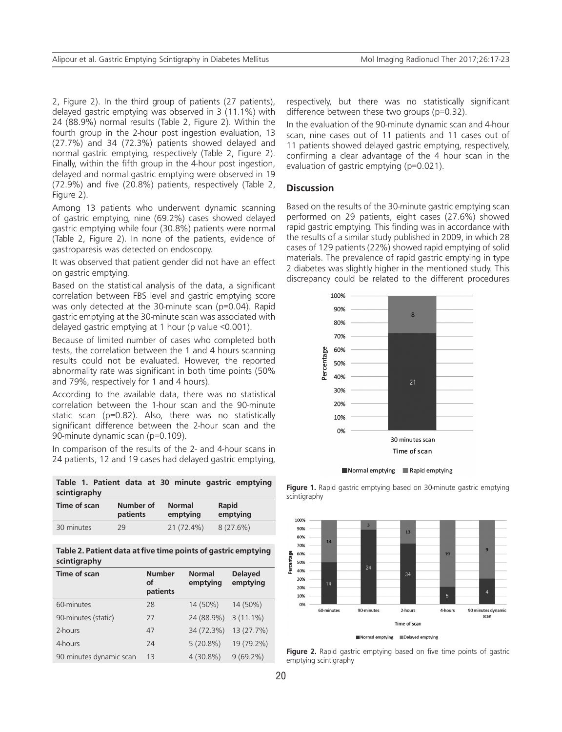2, Figure 2). In the third group of patients (27 patients), delayed gastric emptying was observed in 3 (11.1%) with 24 (88.9%) normal results (Table 2, Figure 2). Within the fourth group in the 2-hour post ingestion evaluation, 13 (27.7%) and 34 (72.3%) patients showed delayed and normal gastric emptying, respectively (Table 2, Figure 2). Finally, within the fifth group in the 4-hour post ingestion, delayed and normal gastric emptying were observed in 19 (72.9%) and five (20.8%) patients, respectively (Table 2, Figure 2).

Among 13 patients who underwent dynamic scanning of gastric emptying, nine (69.2%) cases showed delayed gastric emptying while four (30.8%) patients were normal (Table 2, Figure 2). In none of the patients, evidence of gastroparesis was detected on endoscopy.

It was observed that patient gender did not have an effect on gastric emptying.

Based on the statistical analysis of the data, a significant correlation between FBS level and gastric emptying score was only detected at the 30-minute scan (p=0.04). Rapid gastric emptying at the 30-minute scan was associated with delayed gastric emptying at 1 hour (p value <0.001).

Because of limited number of cases who completed both tests, the correlation between the 1 and 4 hours scanning results could not be evaluated. However, the reported abnormality rate was significant in both time points (50% and 79%, respectively for 1 and 4 hours).

According to the available data, there was no statistical correlation between the 1-hour scan and the 90-minute static scan (p=0.82). Also, there was no statistically significant difference between the 2-hour scan and the 90-minute dynamic scan (p=0.109).

In comparison of the results of the 2- and 4-hour scans in 24 patients, 12 and 19 cases had delayed gastric emptying, respectively, but there was no statistically significant difference between these two groups (p=0.32).

In the evaluation of the 90-minute dynamic scan and 4-hour scan, nine cases out of 11 patients and 11 cases out of 11 patients showed delayed gastric emptying, respectively, confirming a clear advantage of the 4 hour scan in the evaluation of gastric emptying (p=0.021).

**Table 1. Patient data at 30 minute gastric emptying scintigraphy**

| Time of scan | Number of patients | Normal emptying | Rapid emptying |
|---|---|---|---|
| 30 minutes | 29 | 21 (72.4%) | 8 (27.6%) |

**Table 2. Patient data at five time points of gastric emptying scintigraphy**

| Time of scan | Number of patients | Normal emptying | Delayed emptying |
|---|---|---|---|
| 60-minutes | 28 | 14 (50%) | 14 (50%) |
| 90-minutes (static) | 27 | 24 (88.9%) | 3 (11.1%) |
| 2-hours | 47 | 34 (72.3%) | 13 (27.7%) |
| 4-hours | 24 | 5 (20.8%) | 19 (79.2%) |
| 90 minutes dynamic scan | 13 | 4 (30.8%) | 9 (69.2%) |

## Discussion

Based on the results of the 30-minute gastric emptying scan performed on 29 patients, eight cases (27.6%) showed rapid gastric emptying. This finding was in accordance with the results of a similar study published in 2009, in which 28 cases of 129 patients (22%) showed rapid emptying of solid materials. The prevalence of rapid gastric emptying in type 2 diabetes was slightly higher in the mentioned study. This discrepancy could be related to the different procedures

**Figure 1.** Rapid gastric emptying based on 30-minute gastric emptying scintigraphy

**Figure 2.** Rapid gastric emptying based on five time points of gastric emptying scintigraphy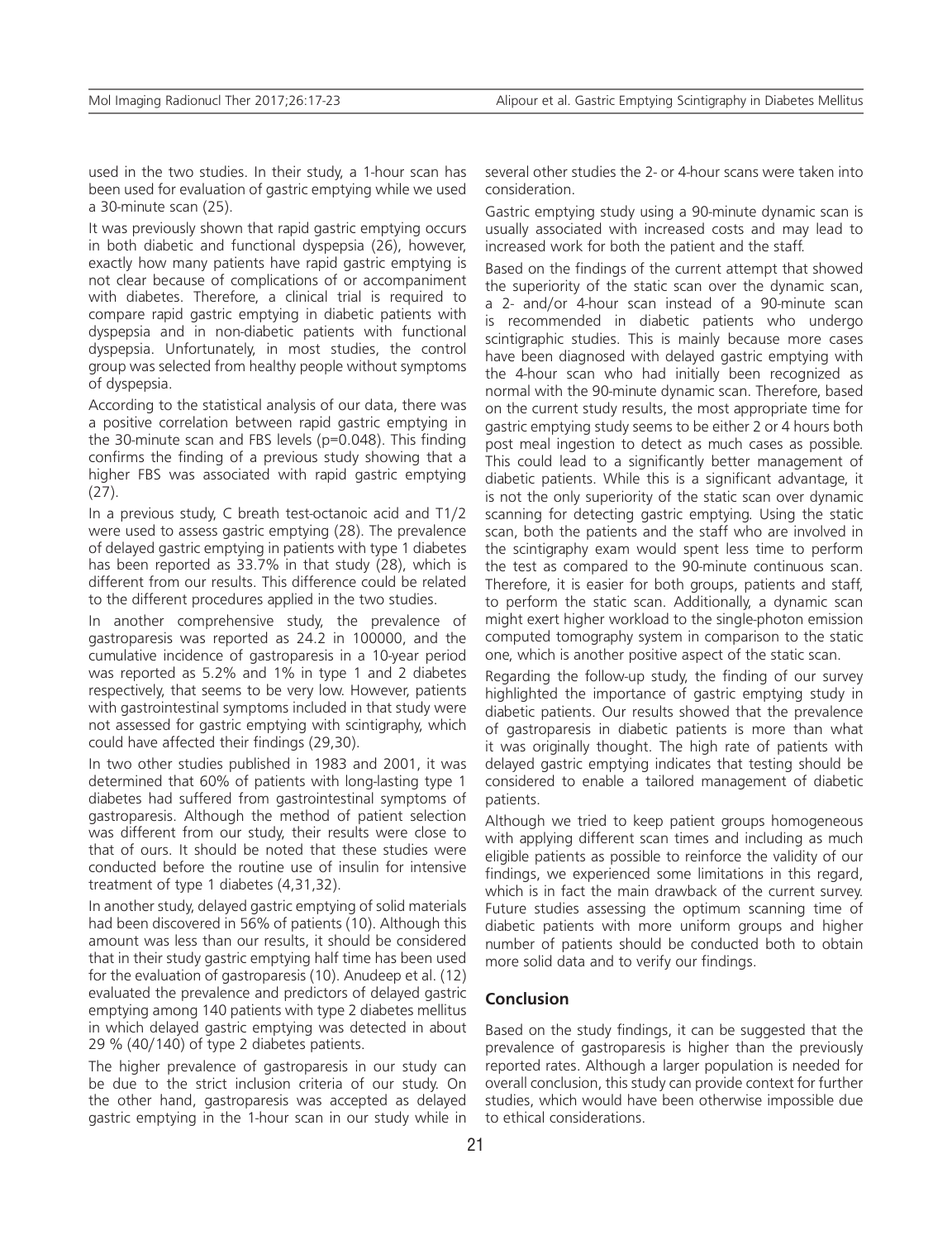used in the two studies. In their study, a 1-hour scan has been used for evaluation of gastric emptying while we used a 30-minute scan (25).

It was previously shown that rapid gastric emptying occurs in both diabetic and functional dyspepsia (26), however, exactly how many patients have rapid gastric emptying is not clear because of complications of or accompaniment with diabetes. Therefore, a clinical trial is required to compare rapid gastric emptying in diabetic patients with dyspepsia and in non-diabetic patients with functional dyspepsia. Unfortunately, in most studies, the control group was selected from healthy people without symptoms of dyspepsia.

According to the statistical analysis of our data, there was a positive correlation between rapid gastric emptying in the 30-minute scan and FBS levels ($p=0.048$). This finding confirms the finding of a previous study showing that a higher FBS was associated with rapid gastric emptying (27).

In a previous study, C breath test-octanoic acid and T1/2 were used to assess gastric emptying (28). The prevalence of delayed gastric emptying in patients with type 1 diabetes has been reported as 33.7% in that study (28), which is different from our results. This difference could be related to the different procedures applied in the two studies.

In another comprehensive study, the prevalence of gastroparesis was reported as 24.2 in 100000, and the cumulative incidence of gastroparesis in a 10-year period was reported as 5.2% and 1% in type 1 and 2 diabetes respectively, that seems to be very low. However, patients with gastrointestinal symptoms included in that study were not assessed for gastric emptying with scintigraphy, which could have affected their findings (29,30).

In two other studies published in 1983 and 2001, it was determined that 60% of patients with long-lasting type 1 diabetes had suffered from gastrointestinal symptoms of gastroparesis. Although the method of patient selection was different from our study, their results were close to that of ours. It should be noted that these studies were conducted before the routine use of insulin for intensive treatment of type 1 diabetes (4,31,32).

In another study, delayed gastric emptying of solid materials had been discovered in 56% of patients (10). Although this amount was less than our results, it should be considered that in their study gastric emptying half time has been used for the evaluation of gastroparesis (10). Anudeep et al. (12) evaluated the prevalence and predictors of delayed gastric emptying among 140 patients with type 2 diabetes mellitus in which delayed gastric emptying was detected in about 29 % (40/140) of type 2 diabetes patients.

The higher prevalence of gastroparesis in our study can be due to the strict inclusion criteria of our study. On the other hand, gastroparesis was accepted as delayed gastric emptying in the 1-hour scan in our study while in several other studies the 2- or 4-hour scans were taken into consideration.

Gastric emptying study using a 90-minute dynamic scan is usually associated with increased costs and may lead to increased work for both the patient and the staff.

Based on the findings of the current attempt that showed the superiority of the static scan over the dynamic scan, a 2- and/or 4-hour scan instead of a 90-minute scan is recommended in diabetic patients who undergo scintigraphic studies. This is mainly because more cases have been diagnosed with delayed gastric emptying with the 4-hour scan who had initially been recognized as normal with the 90-minute dynamic scan. Therefore, based on the current study results, the most appropriate time for gastric emptying study seems to be either 2 or 4 hours both post meal ingestion to detect as much cases as possible. This could lead to a significantly better management of diabetic patients. While this is a significant advantage, it is not the only superiority of the static scan over dynamic scanning for detecting gastric emptying. Using the static scan, both the patients and the staff who are involved in the scintigraphy exam would spent less time to perform the test as compared to the 90-minute continuous scan. Therefore, it is easier for both groups, patients and staff, to perform the static scan. Additionally, a dynamic scan might exert higher workload to the single-photon emission computed tomography system in comparison to the static one, which is another positive aspect of the static scan.

Regarding the follow-up study, the finding of our survey highlighted the importance of gastric emptying study in diabetic patients. Our results showed that the prevalence of gastroparesis in diabetic patients is more than what it was originally thought. The high rate of patients with delayed gastric emptying indicates that testing should be considered to enable a tailored management of diabetic patients.

Although we tried to keep patient groups homogeneous with applying different scan times and including as much eligible patients as possible to reinforce the validity of our findings, we experienced some limitations in this regard, which is in fact the main drawback of the current survey. Future studies assessing the optimum scanning time of diabetic patients with more uniform groups and higher number of patients should be conducted both to obtain more solid data and to verify our findings.

## Conclusion

Based on the study findings, it can be suggested that the prevalence of gastroparesis is higher than the previously reported rates. Although a larger population is needed for overall conclusion, this study can provide context for further studies, which would have been otherwise impossible due to ethical considerations.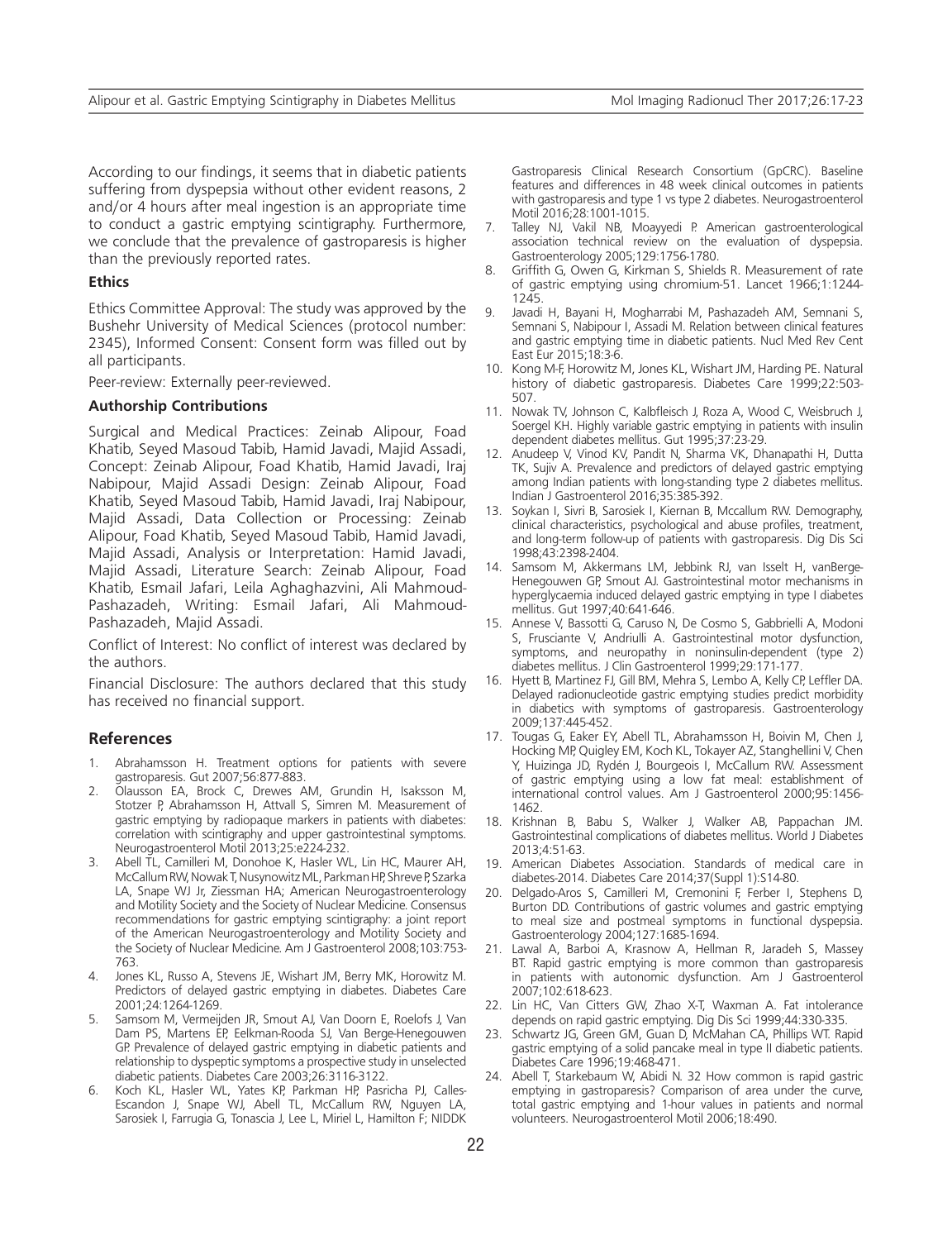According to our findings, it seems that in diabetic patients suffering from dyspepsia without other evident reasons, 2 and/or 4 hours after meal ingestion is an appropriate time to conduct a gastric emptying scintigraphy. Furthermore, we conclude that the prevalence of gastroparesis is higher than the previously reported rates.

**Ethics**

Ethics Committee Approval: The study was approved by the Bushehr University of Medical Sciences (protocol number: 2345), Informed Consent: Consent form was filled out by all participants.

Peer-review: Externally peer-reviewed.

**Authorship Contributions**

Surgical and Medical Practices: Zeinab Alipour, Foad Khatib, Seyed Masoud Tabib, Hamid Javadi, Majid Assadi, Concept: Zeinab Alipour, Foad Khatib, Hamid Javadi, Iraj Nabipour, Majid Assadi Design: Zeinab Alipour, Foad Khatib, Seyed Masoud Tabib, Hamid Javadi, Iraj Nabipour, Majid Assadi, Data Collection or Processing: Zeinab Alipour, Foad Khatib, Seyed Masoud Tabib, Hamid Javadi, Majid Assadi, Analysis or Interpretation: Hamid Javadi, Majid Assadi, Literature Search: Zeinab Alipour, Foad Khatib, Esmail Jafari, Leila Aghaghazvini, Ali Mahmoud-Pashazadeh, Writing: Esmail Jafari, Ali Mahmoud-Pashazadeh, Majid Assadi.

Conflict of Interest: No conflict of interest was declared by the authors.

Financial Disclosure: The authors declared that this study has received no financial support.

## References

1. Abrahamsson H. Treatment options for patients with severe gastroparesis. Gut 2007;56:877-883.
2. Olausson EA, Brock C, Drewes AM, Grundin H, Isaksson M, Stotzer P, Abrahamsson H, Attvall S, Simren M. Measurement of gastric emptying by radiopaque markers in patients with diabetes: correlation with scintigraphy and upper gastrointestinal symptoms. Neurogastroenterol Motil 2013;25:e224-232.
3. Abell TL, Camilleri M, Donohoe K, Hasler WL, Lin HC, Maurer AH, McCallum RW, Nowak T, Nusynowitz ML, Parkman HP, Shreve P, Szarka LA, Snape WJ Jr, Ziessman HA; American Neurogastroenterology and Motility Society and the Society of Nuclear Medicine. Consensus recommendations for gastric emptying scintigraphy: a joint report of the American Neurogastroenterology and Motility Society and the Society of Nuclear Medicine. Am J Gastroenterol 2008;103:753-763.
4. Jones KL, Russo A, Stevens JE, Wishart JM, Berry MK, Horowitz M. Predictors of delayed gastric emptying in diabetes. Diabetes Care 2001;24:1264-1269.
5. Samsom M, Vermeijden JR, Smout AJ, Van Doorn E, Roelofs J, Van Dam PS, Martens EP, Eelkman-Rooda SJ, Van Berge-Henegouwen GP. Prevalence of delayed gastric emptying in diabetic patients and relationship to dyspeptic symptoms a prospective study in unselected diabetic patients. Diabetes Care 2003;26:3116-3122.
6. Koch KL, Hasler WL, Yates KP, Parkman HP, Pasricha PJ, Calles-Escandon J, Snape WJ, Abell TL, McCallum RW, Nguyen LA, Sarosiek I, Farrugia G, Tonascia J, Lee L, Miriel L, Hamilton F; NIDDK Gastroparesis Clinical Research Consortium (GpCRC). Baseline features and differences in 48 week clinical outcomes in patients with gastroparesis and type 1 vs type 2 diabetes. Neurogastroenterol Motil 2016;28:1001-1015.
7. Talley NJ, Vakil NB, Moayyedi P. American gastroenterological association technical review on the evaluation of dyspepsia. Gastroenterology 2005;129:1756-1780.
8. Griffith G, Owen G, Kirkman S, Shields R. Measurement of rate of gastric emptying using chromium-51. Lancet 1966;1:1244-1245.
9. Javadi H, Bayani H, Mogharrabi M, Pashazadeh AM, Semnani S, Semnani S, Nabipour I, Assadi M. Relation between clinical features and gastric emptying time in diabetic patients. Nucl Med Rev Cent East Eur 2015;18:3-6.
10. Kong M-F, Horowitz M, Jones KL, Wishart JM, Harding PE. Natural history of diabetic gastroparesis. Diabetes Care 1999;22:503-507.
11. Nowak TV, Johnson C, Kalbfleisch J, Roza A, Wood C, Weisbruch J, Soergel KH. Highly variable gastric emptying in patients with insulin dependent diabetes mellitus. Gut 1995;37:23-29.
12. Anudeep V, Vinod KV, Pandit N, Sharma VK, Dhanapathi H, Dutta TK, Sujiv A. Prevalence and predictors of delayed gastric emptying among Indian patients with long-standing type 2 diabetes mellitus. Indian J Gastroenterol 2016;35:385-392.
13. Soykan I, Sivri B, Sarosiek I, Kiernan B, Mccallum RW. Demography, clinical characteristics, psychological and abuse profiles, treatment, and long-term follow-up of patients with gastroparesis. Dig Dis Sci 1998;43:2398-2404.
14. Samsom M, Akkermans LM, Jebbink RJ, van Isselt H, vanBerge-Henegouwen GP, Smout AJ. Gastrointestinal motor mechanisms in hyperglycaemia induced delayed gastric emptying in type I diabetes mellitus. Gut 1997;40:641-646.
15. Annese V, Bassotti G, Caruso N, De Cosmo S, Gabbrielli A, Modoni S, Frusciante V, Andriulli A. Gastrointestinal motor dysfunction, symptoms, and neuropathy in noninsulin-dependent (type 2) diabetes mellitus. J Clin Gastroenterol 1999;29:171-177.
16. Hyett B, Martinez FJ, Gill BM, Mehra S, Lembo A, Kelly CP, Leffler DA. Delayed radionucleotide gastric emptying studies predict morbidity in diabetics with symptoms of gastroparesis. Gastroenterology 2009;137:445-452.
17. Tougas G, Eaker EY, Abell TL, Abrahamsson H, Boivin M, Chen J, Hocking MP, Quigley EM, Koch KL, Tokayer AZ, Stanghellini V, Chen Y, Huizinga JD, Rydén J, Bourgeois I, McCallum RW. Assessment of gastric emptying using a low fat meal: establishment of international control values. Am J Gastroenterol 2000;95:1456-1462.
18. Krishnan B, Babu S, Walker J, Walker AB, Pappachan JM. Gastrointestinal complications of diabetes mellitus. World J Diabetes 2013;4:51-63.
19. American Diabetes Association. Standards of medical care in diabetes-2014. Diabetes Care 2014;37(Suppl 1):S14-80.
20. Delgado-Aros S, Camilleri M, Cremonini F, Ferber I, Stephens D, Burton DD. Contributions of gastric volumes and gastric emptying to meal size and postmeal symptoms in functional dyspepsia. Gastroenterology 2004;127:1685-1694.
21. Lawal A, Barboi A, Krasnow A, Hellman R, Jaradeh S, Massey BT. Rapid gastric emptying is more common than gastroparesis in patients with autonomic dysfunction. Am J Gastroenterol 2007;102:618-623.
22. Lin HC, Van Citters GW, Zhao X-T, Waxman A. Fat intolerance depends on rapid gastric emptying. Dig Dis Sci 1999;44:330-335.
23. Schwartz JG, Green GM, Guan D, McMahan CA, Phillips WT. Rapid gastric emptying of a solid pancake meal in type II diabetic patients. Diabetes Care 1996;19:468-471.
24. Abell T, Starkebaum W, Abidi N. 32 How common is rapid gastric emptying in gastroparesis? Comparison of area under the curve, total gastric emptying and 1-hour values in patients and normal volunteers. Neurogastroenterol Motil 2006;18:490.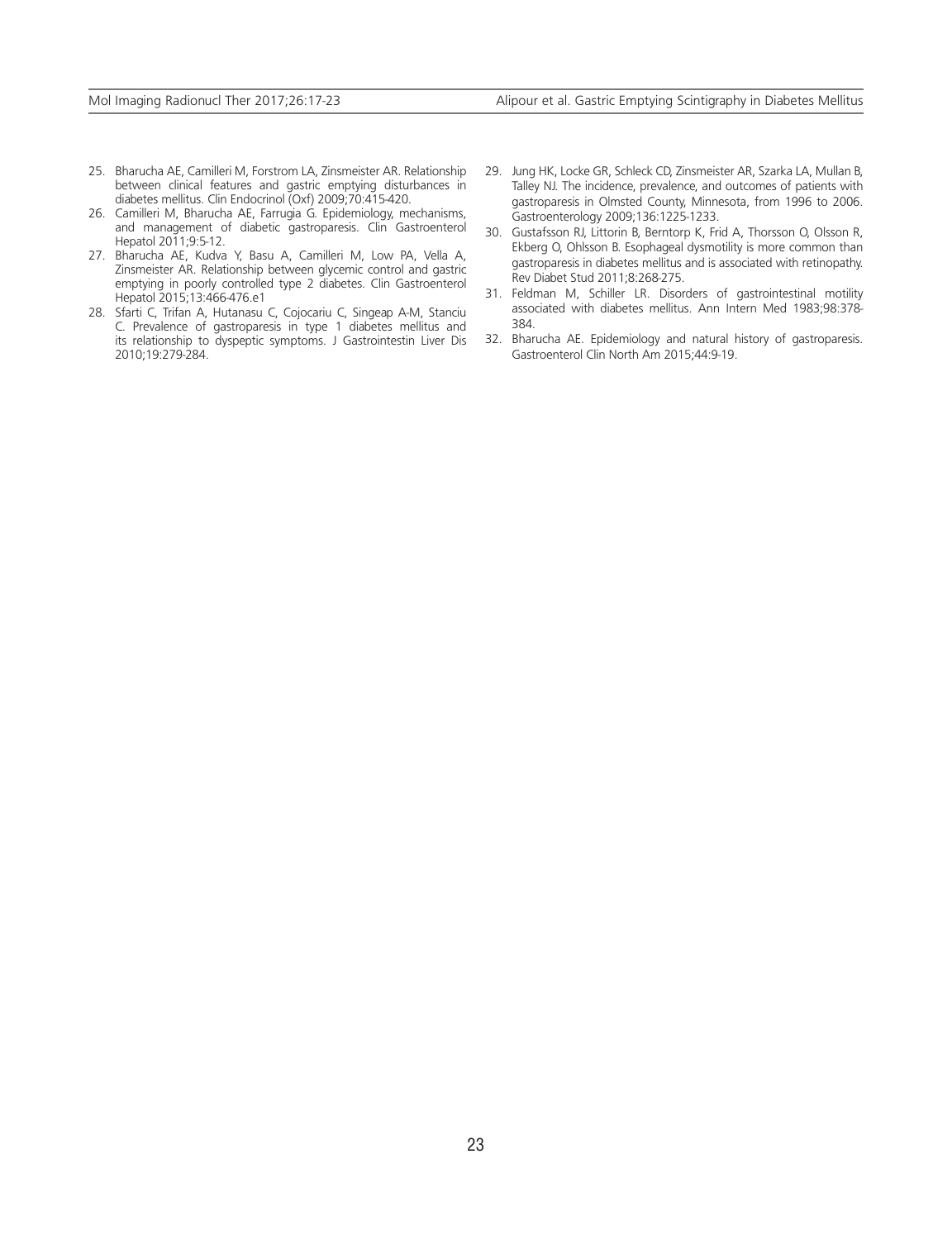25. Bharucha AE, Camilleri M, Forstrom LA, Zinsmeister AR. Relationship between clinical features and gastric emptying disturbances in diabetes mellitus. Clin Endocrinol (Oxf) 2009;70:415-420.
26. Camilleri M, Bharucha AE, Farrugia G. Epidemiology, mechanisms, and management of diabetic gastroparesis. Clin Gastroenterol Hepatol 2011;9:5-12.
27. Bharucha AE, Kudva Y, Basu A, Camilleri M, Low PA, Vella A, Zinsmeister AR. Relationship between glycemic control and gastric emptying in poorly controlled type 2 diabetes. Clin Gastroenterol Hepatol 2015;13:466-476.e1
28. Sfarti C, Trifan A, Hutanasu C, Cojocariu C, Singeap A-M, Stanciu C. Prevalence of gastroparesis in type 1 diabetes mellitus and its relationship to dyspeptic symptoms. J Gastrointestin Liver Dis 2010;19:279-284.
29. Jung HK, Locke GR, Schleck CD, Zinsmeister AR, Szarka LA, Mullan B, Talley NJ. The incidence, prevalence, and outcomes of patients with gastroparesis in Olmsted County, Minnesota, from 1996 to 2006. Gastroenterology 2009;136:1225-1233.
30. Gustafsson RJ, Littorin B, Berntorp K, Frid A, Thorsson O, Olsson R, Ekberg O, Ohlsson B. Esophageal dysmotility is more common than gastroparesis in diabetes mellitus and is associated with retinopathy. Rev Diabet Stud 2011;8:268-275.
31. Feldman M, Schiller LR. Disorders of gastrointestinal motility associated with diabetes mellitus. Ann Intern Med 1983;98:378-384.
32. Bharucha AE. Epidemiology and natural history of gastroparesis. Gastroenterol Clin North Am 2015;44:9-19.